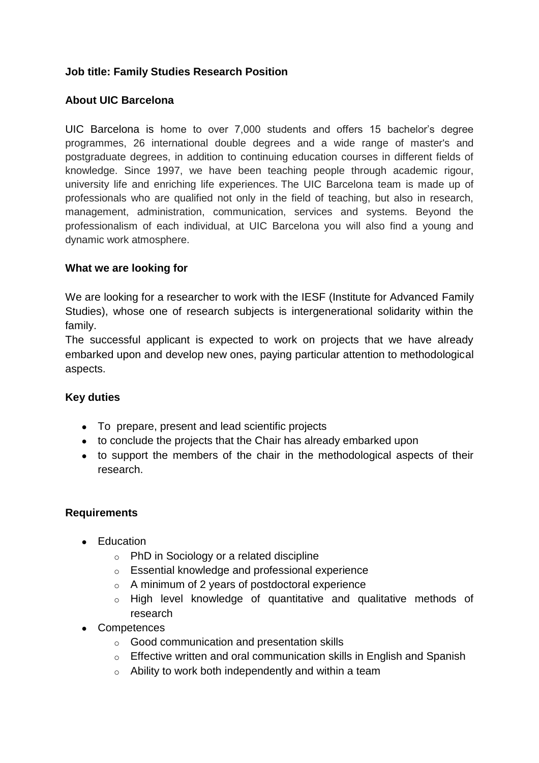**Job title: Family Studies Research Position**

**About UIC Barcelona**

UIC Barcelona is home to over 7,000 students and offers 15 bachelor's degree programmes, 26 international double degrees and a wide range of master's and postgraduate degrees, in addition to continuing education courses in different fields of knowledge. Since 1997, we have been teaching people through academic rigour, university life and enriching life experiences. The UIC Barcelona team is made up of professionals who are qualified not only in the field of teaching, but also in research, management, administration, communication, services and systems. Beyond the professionalism of each individual, at UIC Barcelona you will also find a young and dynamic work atmosphere.

**What we are looking for**

We are looking for a researcher to work with the IESF (Institute for Advanced Family Studies), whose one of research subjects is intergenerational solidarity within the family.
The successful applicant is expected to work on projects that we have already embarked upon and develop new ones, paying particular attention to methodological aspects.

**Key duties**

- To prepare, present and lead scientific projects
- to conclude the projects that the Chair has already embarked upon
- to support the members of the chair in the methodological aspects of their research.

**Requirements**

- Education
  - PhD in Sociology or a related discipline
  - Essential knowledge and professional experience
  - A minimum of 2 years of postdoctoral experience
  - High level knowledge of quantitative and qualitative methods of research
- Competences
  - Good communication and presentation skills
  - Effective written and oral communication skills in English and Spanish
  - Ability to work both independently and within a team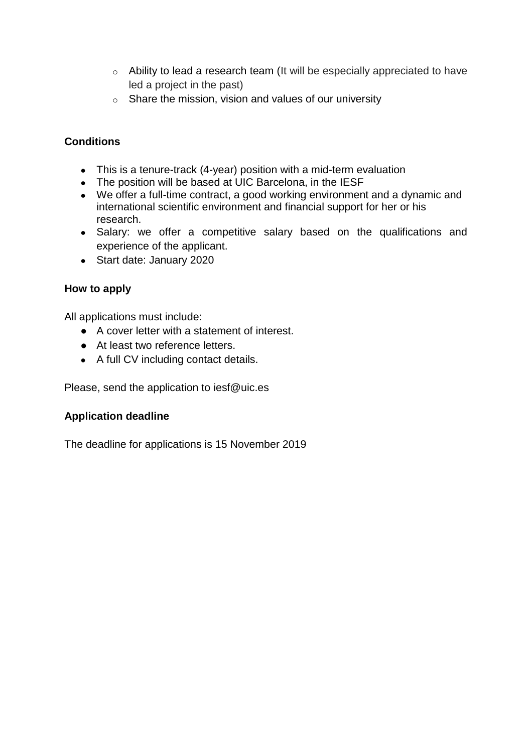- Ability to lead a research team (It will be especially appreciated to have led a project in the past)
  - Share the mission, vision and values of our university

**Conditions**

- This is a tenure-track (4-year) position with a mid-term evaluation
- The position will be based at UIC Barcelona, in the IESF
- We offer a full-time contract, a good working environment and a dynamic and international scientific environment and financial support for her or his research.
- Salary: we offer a competitive salary based on the qualifications and experience of the applicant.
- Start date: January 2020

**How to apply**

All applications must include:

- A cover letter with a statement of interest.
- At least two reference letters.
- A full CV including contact details.

Please, send the application to iesf@uic.es

**Application deadline**

The deadline for applications is 15 November 2019